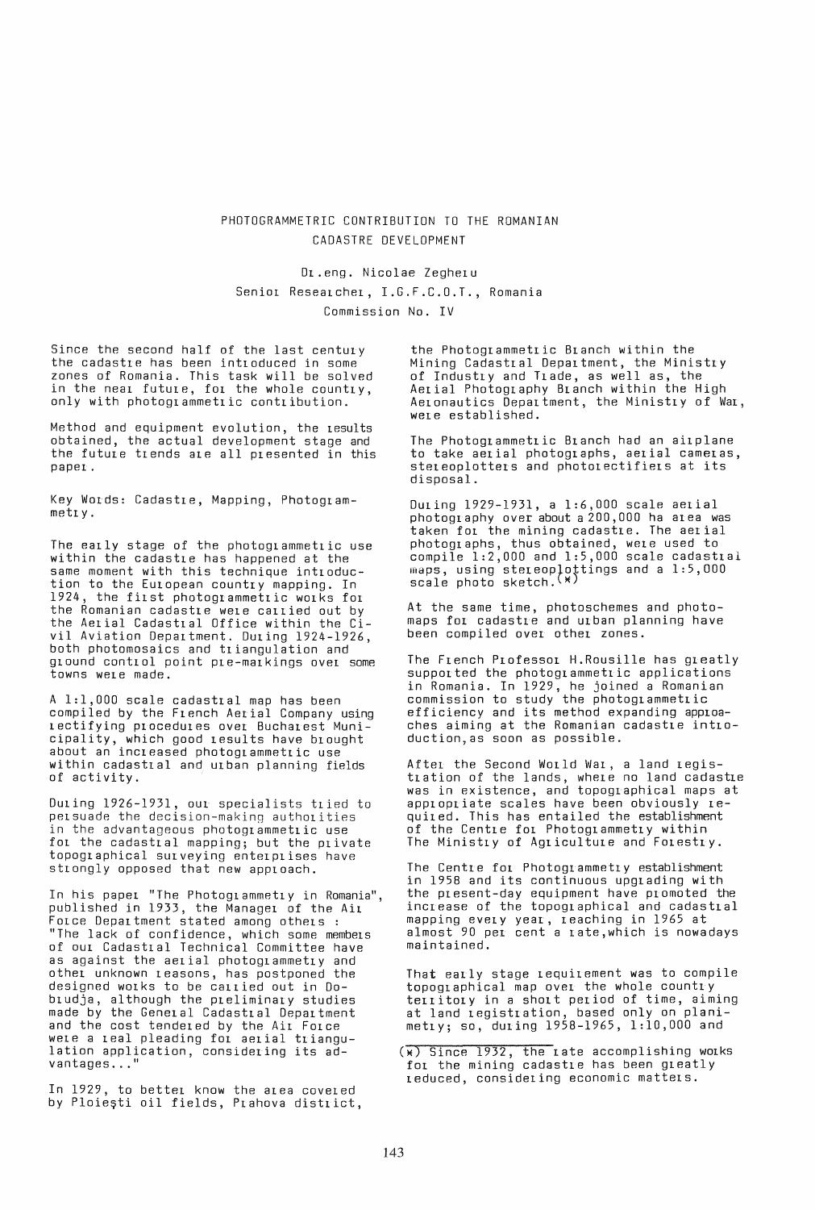# PHOTOGRAMMETRIC CONTRIBUTION TO THE ROMANIAN CADASTRE DEVELOPMENT

Dr.eng. Nicolae Zegheru
Senior Researcher, I.G.F.C.O.T., Romania
Commission No. IV

Since the second half of the last century the cadastre has been introduced in some zones of Romania. This task will be solved in the near future, for the whole country, only with photogrammetric contribution.

Method and equipment evolution, the results obtained, the actual development stage and the future trends are all presented in this paper.

Key Words: Cadastre, Mapping, Photogrammetry.

The early stage of the photogrammetric use within the cadastre has happened at the same moment with this technique introduction to the European country mapping. In 1924, the first photogrammetric works for the Romanian cadastre were carried out by the Aerial Cadastral Office within the Civil Aviation Department. During 1924-1926, both photomosaics and triangulation and ground control point pre-markings over some towns were made.

A 1:1,000 scale cadastral map has been compiled by the French Aerial Company using rectifying procedures over Bucharest Municipality, which good results have brought about an increased photogrammetric use within cadastral and urban planning fields of activity.

During 1926-1931, our specialists tried to persuade the decision-making authorities in the advantageous photogrammetric use for the cadastral mapping; but the private topographical surveying enterprises have strongly opposed that new approach.

In his paper "The Photogrammetry in Romania", published in 1933, the Manager of the Air Force Department stated among others : "The lack of confidence, which some members of our Cadastral Technical Committee have as against the aerial photogrammetry and other unknown reasons, has postponed the designed works to be carried out in Dobrudja, although the preliminary studies made by the General Cadastral Department and the cost tendered by the Air Force were a real pleading for aerial triangulation application, considering its advantages..."

In 1929, to better know the area covered by Ploieşti oil fields, Prahova district, the Photogrammetric Branch within the Mining Cadastral Department, the Ministry of Industry and Trade, as well as, the Aerial Photography Branch within the High Aeronautics Department, the Ministry of War, were established.

The Photogrammetric Branch had an airplane to take aerial photographs, aerial cameras, stereoplotters and photorectifiers at its disposal.

During 1929-1931, a 1:6,000 scale aerial photography over about a 200,000 ha area was taken for the mining cadastre. The aerial photographs, thus obtained, were used to compile 1:2,000 and 1:5,000 scale cadastral maps, using stereoplottings and a 1:5,000 scale photo sketch.(*)

At the same time, photoschemes and photomaps for cadastre and urban planning have been compiled over other zones.

The French Professor H.Rousille has greatly supported the photogrammetric applications in Romania. In 1929, he joined a Romanian commission to study the photogrammetric efficiency and its method expanding approaches aiming at the Romanian cadastre introduction,as soon as possible.

After the Second World War, a land registration of the lands, where no land cadastre was in existence, and topographical maps at appropriate scales have been obviously required. This has entailed the establishment of the Centre for Photogrammetry within The Ministry of Agriculture and Forestry.

The Centre for Photogrammetry establishment in 1958 and its continuous upgrading with the present-day equipment have promoted the increase of the topographical and cadastral mapping every year, reaching in 1965 at almost 90 per cent a rate,which is nowadays maintained.

That early stage requirement was to compile topographical map over the whole country territory in a short period of time, aiming at land registration, based only on planimetry; so, during 1958-1965, 1:10,000 and

---

(*) Since 1932, the rate accomplishing works for the mining cadastre has been greatly reduced, considering economic matters.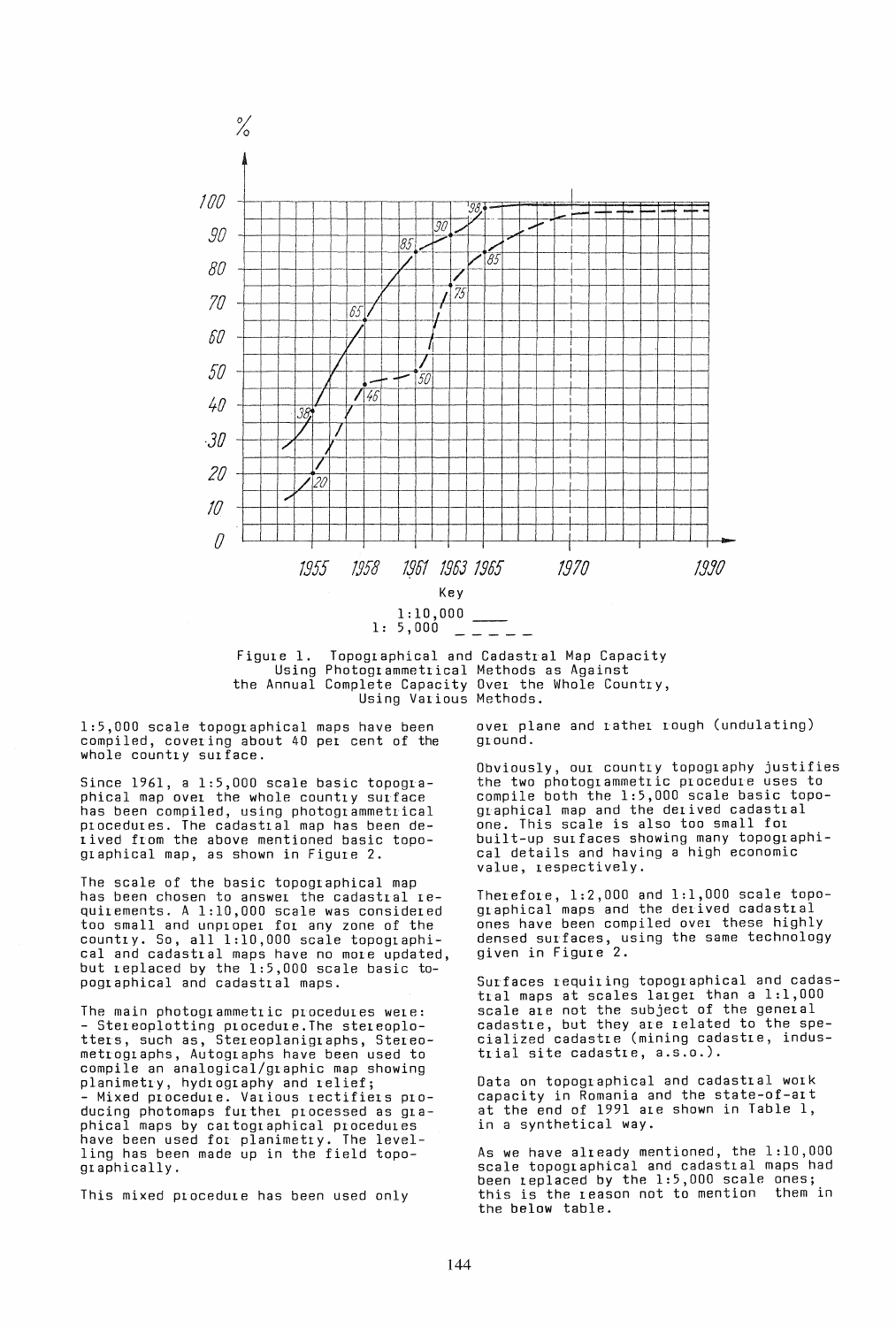Figure 1. Topographical and Cadastral Map Capacity Using Photogrammetrical Methods as Against the Annual Complete Capacity Over the Whole Country, Using Various Methods.

1:5,000 scale topographical maps have been compiled, covering about 40 per cent of the whole country surface.

Since 1961, a 1:5,000 scale basic topographical map over the whole country surface has been compiled, using photogrammetrical procedures. The cadastral map has been derived from the above mentioned basic topographical map, as shown in Figure 2.

The scale of the basic topographical map has been chosen to answer the cadastral requirements. A 1:10,000 scale was considered too small and unproper for any zone of the country. So, all 1:10,000 scale topographical and cadastral maps have no more updated, but replaced by the 1:5,000 scale basic topographical and cadastral maps.

The main photogrammetric procedures were:

- Stereoplotting procedure. The stereoplotters, such as, Stereoplanigraphs, Stereometrographs, Autographs have been used to compile an analogical/graphic map showing planimetry, hydrography and relief;
- Mixed procedure. Various rectifiers producing photomaps further processed as graphical maps by cartographical procedures have been used for planimetry. The levelling has been made up in the field topographically.

This mixed procedure has been used only over plane and rather rough (undulating) ground.

Obviously, our country topography justifies the two photogrammetric procedure uses to compile both the 1:5,000 scale basic topographical map and the derived cadastral one. This scale is also too small for built-up surfaces showing many topographical details and having a high economic value, respectively.

Therefore, 1:2,000 and 1:1,000 scale topographical maps and the derived cadastral ones have been compiled over these highly densed surfaces, using the same technology given in Figure 2.

Surfaces requiring topographical and cadastral maps at scales larger than a 1:1,000 scale are not the subject of the general cadastre, but they are related to the specialized cadastre (mining cadastre, industrial site cadastre, a.s.o.).

Data on topographical and cadastral work capacity in Romania and the state-of-art at the end of 1991 are shown in Table 1, in a synthetical way.

As we have already mentioned, the 1:10,000 scale topographical and cadastral maps had been replaced by the 1:5,000 scale ones; this is the reason not to mention them in the below table.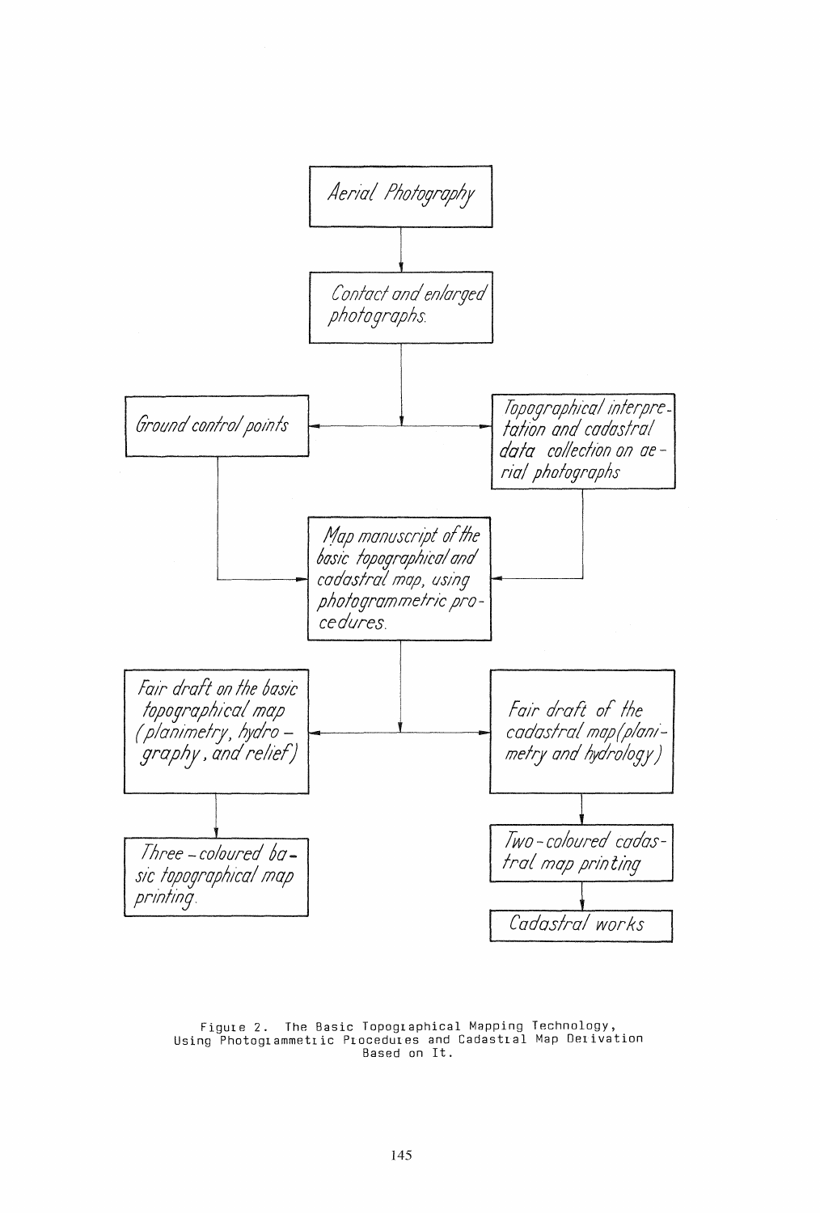Aerial Photography

Contact and enlarged photographs.

Ground control points

Topographical interpretation and cadastral data collection on aerial photographs

Map manuscript of the basic topographical and cadastral map, using photogrammetric procedures.

Fair draft on the basic topographical map (planimetry, hydrography, and relief)

Fair draft of the cadastral map (planimetry and hydrology)

Three-coloured basic topographical map printing.

Two-coloured cadastral map printing

Cadastral works

Figure 2. The Basic Topographical Mapping Technology, Using Photogrammetric Procedures and Cadastral Map Derivation Based on It.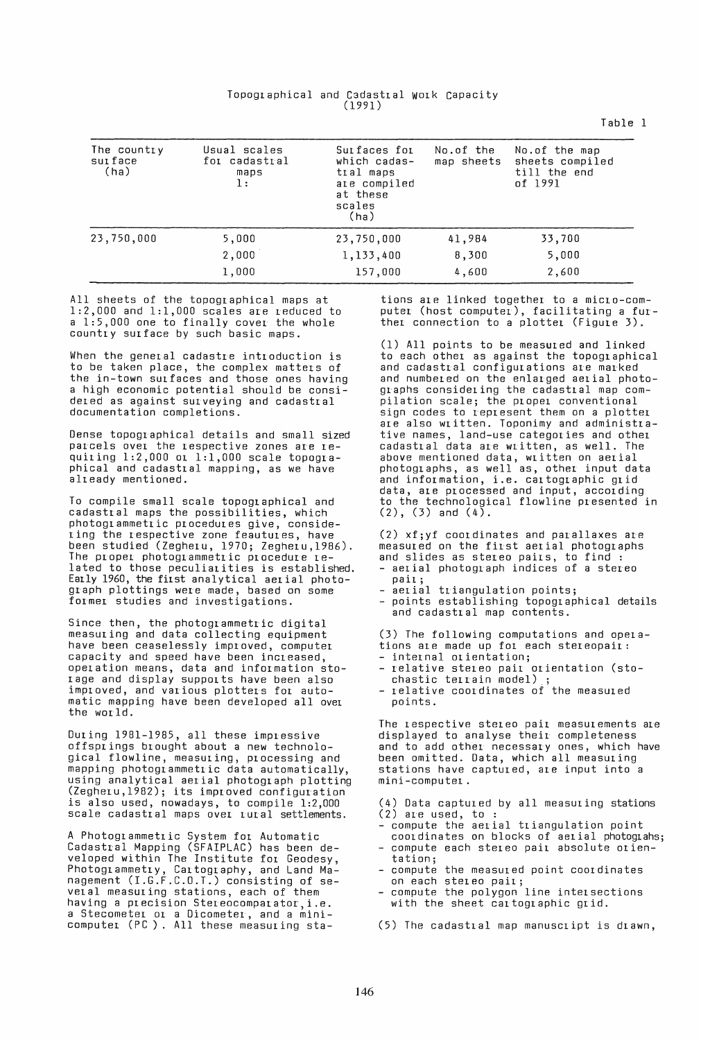Topographical and Cadastral Work Capacity
(1991)

Table 1

| The country surface (ha) | Usual scales for cadastral maps 1: | Surfaces for which cadastral maps are compiled at these scales (ha) | No.of the map sheets | No.of the map sheets compiled till the end of 1991 |
|---|---|---|---|---|
| 23,750,000 | 5,000 | 23,750,000 | 41,984 | 33,700 |
| | 2,000 | 1,133,400 | 8,300 | 5,000 |
| | 1,000 | 157,000 | 4,600 | 2,600 |

All sheets of the topographical maps at 1:2,000 and 1:1,000 scales are reduced to a 1:5,000 one to finally cover the whole country surface by such basic maps.

When the general cadastre introduction is to be taken place, the complex matters of the in-town surfaces and those ones having a high economic potential should be considered as against surveying and cadastral documentation completions.

Dense topographical details and small sized parcels over the respective zones are requiring 1:2,000 or 1:1,000 scale topographical and cadastral mapping, as we have already mentioned.

To compile small scale topographical and cadastral maps the possibilities, which photogrammetric procedures give, considering the respective zone feautures, have been studied (Zegheru, 1970; Zegheru,1986). The proper photogrammetric procedure related to those peculiarities is established. Early 1960, the first analytical aerial photograph plottings were made, based on some former studies and investigations.

Since then, the photogrammetric digital measuring and data collecting equipment have been ceaselessly improved, computer capacity and speed have been increased, operation means, data and information storage and display supports have been also improved, and various plotters for automatic mapping have been developed all over the world.

During 1981-1985, all these impressive offsprings brought about a new technological flowline, measuring, processing and mapping photogrammetric data automatically, using analytical aerial photograph plotting (Zegheru,1982); its improved configuration is also used, nowadays, to compile 1:2,000 scale cadastral maps over rural settlements.

A Photogrammetric System for Automatic Cadastral Mapping (SFAIPLAC) has been developed within The Institute for Geodesy, Photogrammetry, Cartography, and Land Management (I.G.F.C.O.T.) consisting of several measuring stations, each of them having a precision Stereocomparator, i.e. a Stecometer or a Dicometer, and a minicomputer (PC ). All these measuring stations are linked together to a micro-computer (host computer), facilitating a further connection to a plotter (Figure 3).

(1) All points to be measured and linked to each other as against the topographical and cadastral configurations are marked and numbered on the enlarged aerial photographs considering the cadastral map compilation scale; the proper conventional sign codes to represent them on a plotter are also written. Toponimy and administrative names, land-use categories and other cadastral data are written, as well. The above mentioned data, written on aerial photographs, as well as, other input data and information, i.e. cartographic grid data, are processed and input, according to the technological flowline presented in (2), (3) and (4).

(2) xf;yf coordinates and parallaxes are measured on the first aerial photographs and slides as stereo pairs, to find :
- aerial photograph indices of a stereo pair;
- aerial triangulation points;
- points establishing topographical details and cadastral map contents.

(3) The following computations and operations are made up for each stereopair:
- internal orientation;
- relative stereo pair orientation (stochastic terrain model) ;
- relative coordinates of the measured points.

The respective stereo pair measurements are displayed to analyse their completeness and to add other necessary ones, which have been omitted. Data, which all measuring stations have captured, are input into a mini-computer.

(4) Data captured by all measuring stations (2) are used, to :
- compute the aerial triangulation point coordinates on blocks of aerial photograhs;
- compute each stereo pair absolute orientation;
- compute the measured point coordinates on each stereo pair;
- compute the polygon line intersections with the sheet cartographic grid.

(5) The cadastral map manuscript is drawn,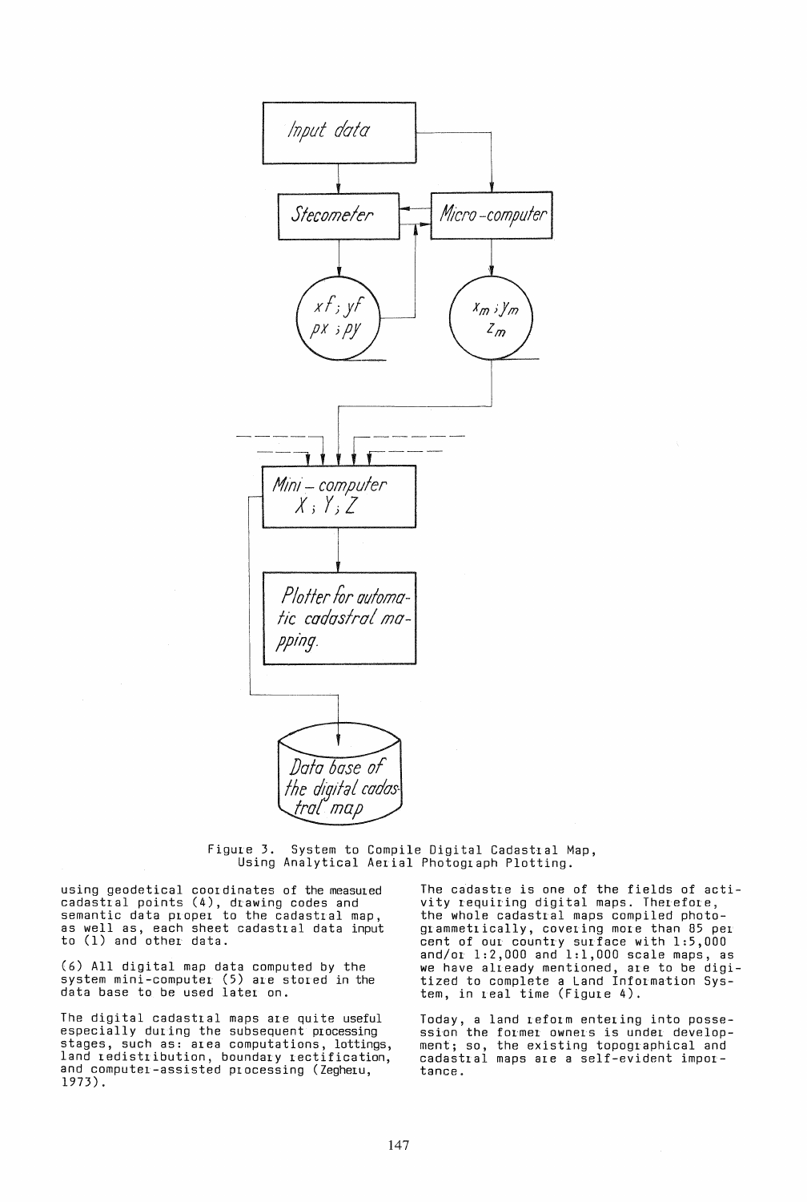Figure 3. System to Compile Digital Cadastral Map, Using Analytical Aerial Photograph Plotting.

using geodetical coordinates of the measured cadastral points (4), drawing codes and semantic data proper to the cadastral map, as well as, each sheet cadastral data input to (1) and other data.

(6) All digital map data computed by the system mini-computer (5) are stored in the data base to be used later on.

The digital cadastral maps are quite useful especially during the subsequent processing stages, such as: area computations, lottings, land redistribution, boundary rectification, and computer-assisted processing (Zegheru, 1973).

The cadastre is one of the fields of activity requiring digital maps. Therefore, the whole cadastral maps compiled photogrammetrically, covering more than 85 per cent of our country surface with 1:5,000 and/or 1:2,000 and 1:1,000 scale maps, as we have already mentioned, are to be digitized to complete a Land Information System, in real time (Figure 4).

Today, a land reform entering into possession the former owners is under development; so, the existing topographical and cadastral maps are a self-evident importance.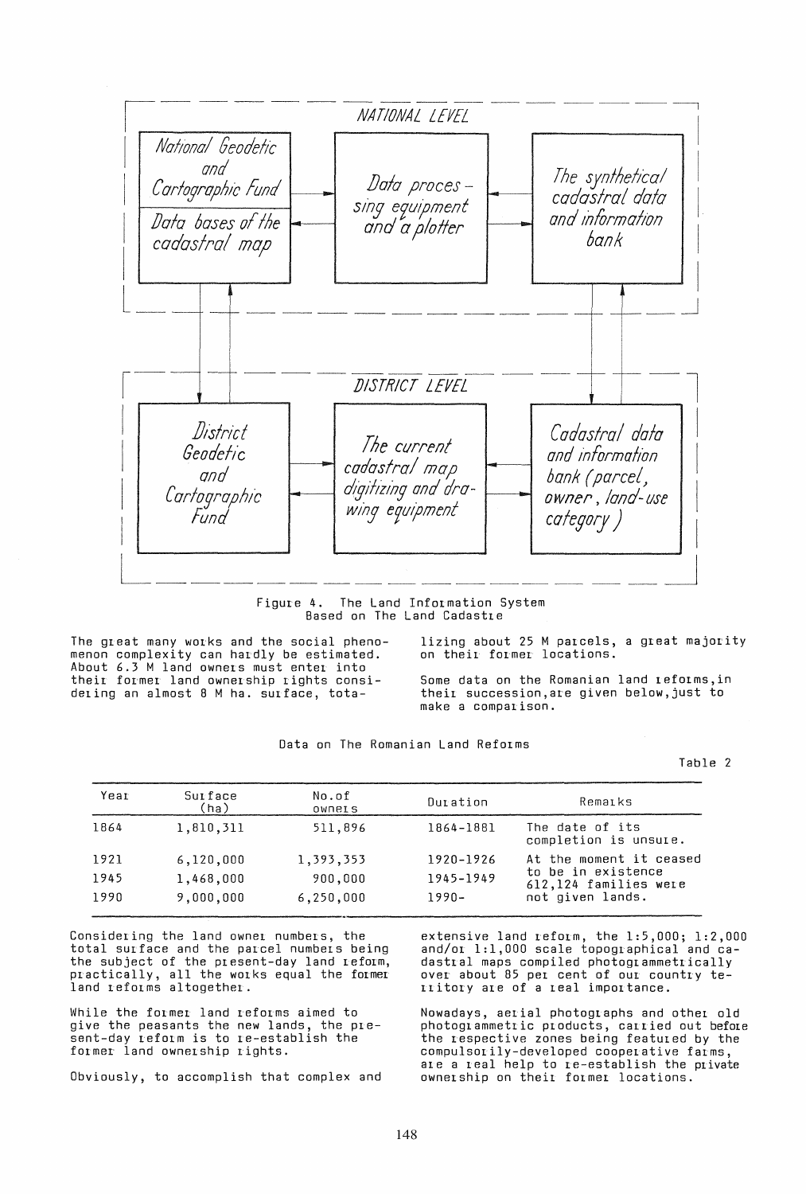**NATIONAL LEVEL**

- National Geodetic and Cartographic Fund / Data bases of the cadastral map
- Data processing equipment and a plotter
- The synthetical cadastral data and information bank

**DISTRICT LEVEL**

- District Geodetic and Cartographic Fund
- The current cadastral map digitizing and drawing equipment
- Cadastral data and information bank (parcel, owner, land-use category)

Figure 4. The Land Information System Based on The Land Cadastre

The great many works and the social phenomenon complexity can hardly be estimated. About 6.3 M land owners must enter into their former land ownership rights considering an almost 8 M ha. surface, totalizing about 25 M parcels, a great majority on their former locations.

Some data on the Romanian land reforms, in their succession, are given below, just to make a comparison.

Data on The Romanian Land Reforms

Table 2

| Year | Surface (ha) | No. of owners | Duration | Remarks |
|---|---|---|---|---|
| 1864 | 1,810,311 | 511,896 | 1864-1881 | The date of its completion is unsure. |
| 1921 | 6,120,000 | 1,393,353 | 1920-1926 | At the moment it ceased to be in existence 612,124 families were not given lands. |
| 1945 | 1,468,000 | 900,000 | 1945-1949 | |
| 1990 | 9,000,000 | 6,250,000 | 1990- | |

Considering the land owner numbers, the total surface and the parcel numbers being the subject of the present-day land reform, practically, all the works equal the former land reforms altogether.

While the former land reforms aimed to give the peasants the new lands, the present-day reform is to re-establish the former land ownership rights.

Obviously, to accomplish that complex and extensive land reform, the 1:5,000; 1:2,000 and/or 1:1,000 scale topographical and cadastral maps compiled photogrammetrically over about 85 per cent of our country territory are of a real importance.

Nowadays, aerial photographs and other old photogrammetric products, carried out before the respective zones being featured by the compulsorily-developed cooperative farms, are a real help to re-establish the private ownership on their former locations.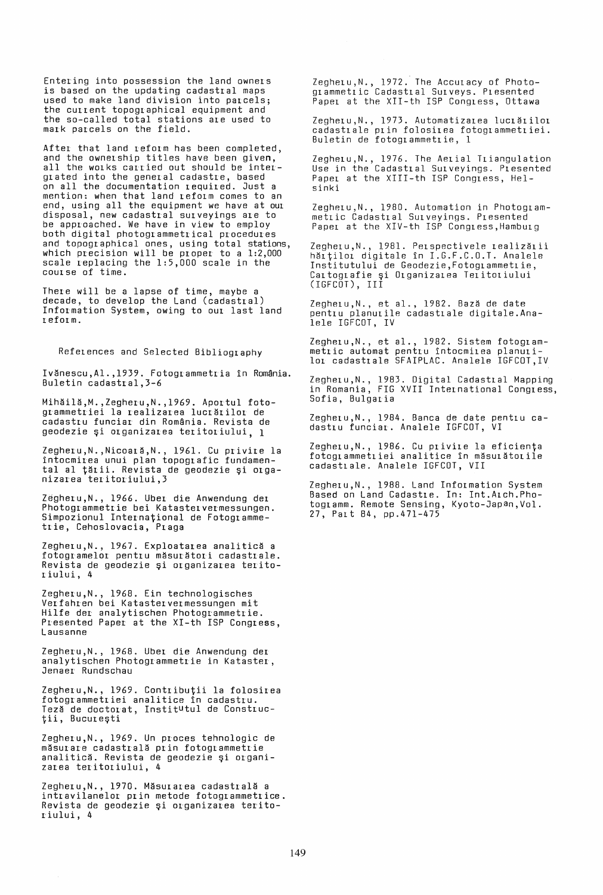Entering into possession the land owners is based on the updating cadastral maps used to make land division into parcels; the current topographical equipment and the so-called total stations are used to mark parcels on the field.

After that land reform has been completed, and the ownership titles have been given, all the works carried out should be intergrated into the general cadastre, based on all the documentation required. Just a mention: when that land reform comes to an end, using all the equipment we have at our disposal, new cadastral surveyings are to be approached. We have in view to employ both digital photogrammetrical procedures and topographical ones, using total stations, which precision will be proper to a 1:2,000 scale replacing the 1:5,000 scale in the course of time.

There will be a lapse of time, maybe a decade, to develop the Land (cadastral) Information System, owing to our last land reform.

## References and Selected Bibliography

Ivănescu,Al.,1939. Fotogrammetria în România. Buletin cadastral,3-6

Mihăilă,M.,Zegheru,N.,1969. Aportul fotogrammetriei la realizarea lucrărilor de cadastru funciar din România. Revista de geodezie şi organizarea teritoriului, 1

Zegheru,N.,Nicoară,N., 1961. Cu privire la întocmirea unui plan topografic fundamental al ţării. Revista de geodezie şi organizarea teritoriului,3

Zegheru,N., 1966. Uber die Anwendung der Photogrammetrie bei Katastervermessungen. Simpozionul Internaţional de Fotogrammetrie, Cehoslovacia, Praga

Zegheru,N., 1967. Exploatarea analitică a fotogramelor pentru măsurători cadastrale. Revista de geodezie şi organizarea teritoriului, 4

Zegheru,N., 1968. Ein technologisches Verfahren bei Katastervermessungen mit Hilfe der analytischen Photogrammetrie. Presented Paper at the XI-th ISP Congress, Lausanne

Zegheru,N., 1968. Uber die Anwendung der analytischen Photogrammetrie in Kataster, Jenaer Rundschau

Zegheru,N., 1969. Contribuţii la folosirea fotogrammetriei analitice în cadastru. Teză de doctorat, Institutul de Construcţii, Bucureşti

Zegheru,N., 1969. Un proces tehnologic de măsurare cadastrală prin fotogrammetrie analitică. Revista de geodezie şi organizarea teritoriului, 4

Zegheru,N., 1970. Măsurarea cadastrală a intravilanelor prin metode fotogrammetrice. Revista de geodezie şi organizarea teritoriului, 4

Zegheru,N., 1972. The Accuracy of Photogrammetric Cadastral Surveys. Presented Paper at the XII-th ISP Congress, Ottawa

Zegheru,N., 1973. Automatizarea lucrărilor cadastrale prin folosirea fotogrammetriei. Buletin de fotogrammetrie, 1

Zegheru,N., 1976. The Aerial Triangulation Use in the Cadastral Surveyings. Presented Paper at the XIII-th ISP Congress, Helsinki

Zegheru,N., 1980. Automation in Photogrammetric Cadastral Surveyings. Presented Paper at the XIV-th ISP Congress,Hamburg

Zegheru,N., 1981. Perspectivele realizării hărţilor digitale în I.G.F.C.O.T. Analele Institutului de Geodezie,Fotogrammetrie, Cartografie şi Organizarea Teritoriului (IGFCOT), III

Zegheru,N., et al., 1982. Bază de date pentru planurile cadastrale digitale.Analele IGFCOT, IV

Zegheru,N., et al., 1982. Sistem fotogrammetric automat pentru întocmirea planurilor cadastrale SFAIPLAC. Analele IGFCOT,IV

Zegheru,N., 1983. Digital Cadastral Mapping in Romania, FIG XVII International Congress, Sofia, Bulgaria

Zegheru,N., 1984. Banca de date pentru cadastru funciar. Analele IGFCOT, VI

Zegheru,N., 1986. Cu privire la eficienţa fotogrammetriei analitice în măsurătorile cadastrale. Analele IGFCOT, VII

Zegheru,N., 1988. Land Information System Based on Land Cadastre. In: Int.Arch.Photogramm. Remote Sensing, Kyoto-Japan,Vol. 27, Part B4, pp.471-475